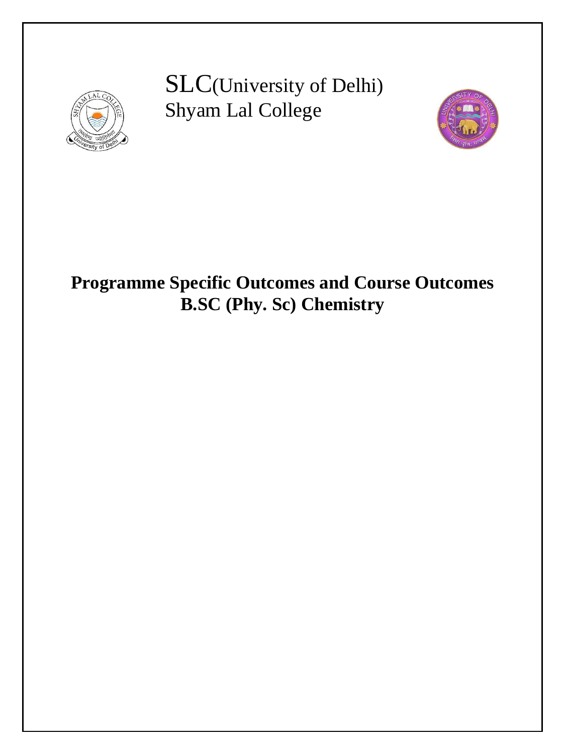SLC(University of Delhi)
Shyam Lal College

# Programme Specific Outcomes and Course Outcomes
# B.SC (Phy. Sc) Chemistry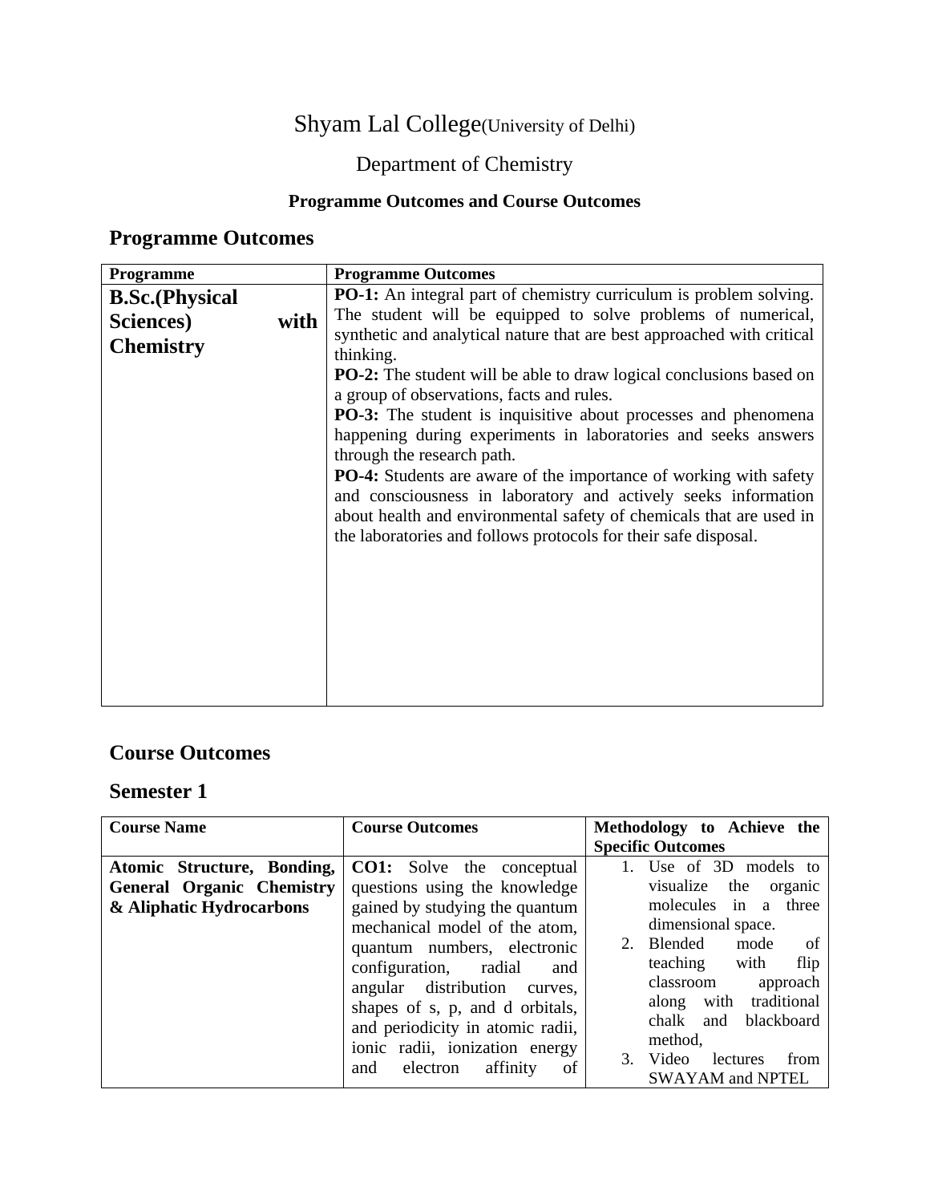# Shyam Lal College(University of Delhi)

## Department of Chemistry

### Programme Outcomes and Course Outcomes

## Programme Outcomes

| Programme | Programme Outcomes |
|---|---|
| **B.Sc.(Physical Sciences) with Chemistry** | **PO-1:** An integral part of chemistry curriculum is problem solving. The student will be equipped to solve problems of numerical, synthetic and analytical nature that are best approached with critical thinking.<br>**PO-2:** The student will be able to draw logical conclusions based on a group of observations, facts and rules.<br>**PO-3:** The student is inquisitive about processes and phenomena happening during experiments in laboratories and seeks answers through the research path.<br>**PO-4:** Students are aware of the importance of working with safety and consciousness in laboratory and actively seeks information about health and environmental safety of chemicals that are used in the laboratories and follows protocols for their safe disposal. |

## Course Outcomes

## Semester 1

| Course Name | Course Outcomes | Methodology to Achieve the Specific Outcomes |
|---|---|---|
| **Atomic Structure, Bonding, General Organic Chemistry & Aliphatic Hydrocarbons** | **CO1:** Solve the conceptual questions using the knowledge gained by studying the quantum mechanical model of the atom, quantum numbers, electronic configuration, radial and angular distribution curves, shapes of s, p, and d orbitals, and periodicity in atomic radii, ionic radii, ionization energy and electron affinity of | 1. Use of 3D models to visualize the organic molecules in a three dimensional space.<br>2. Blended mode of teaching with flip classroom approach along with traditional chalk and blackboard method,<br>3. Video lectures from SWAYAM and NPTEL |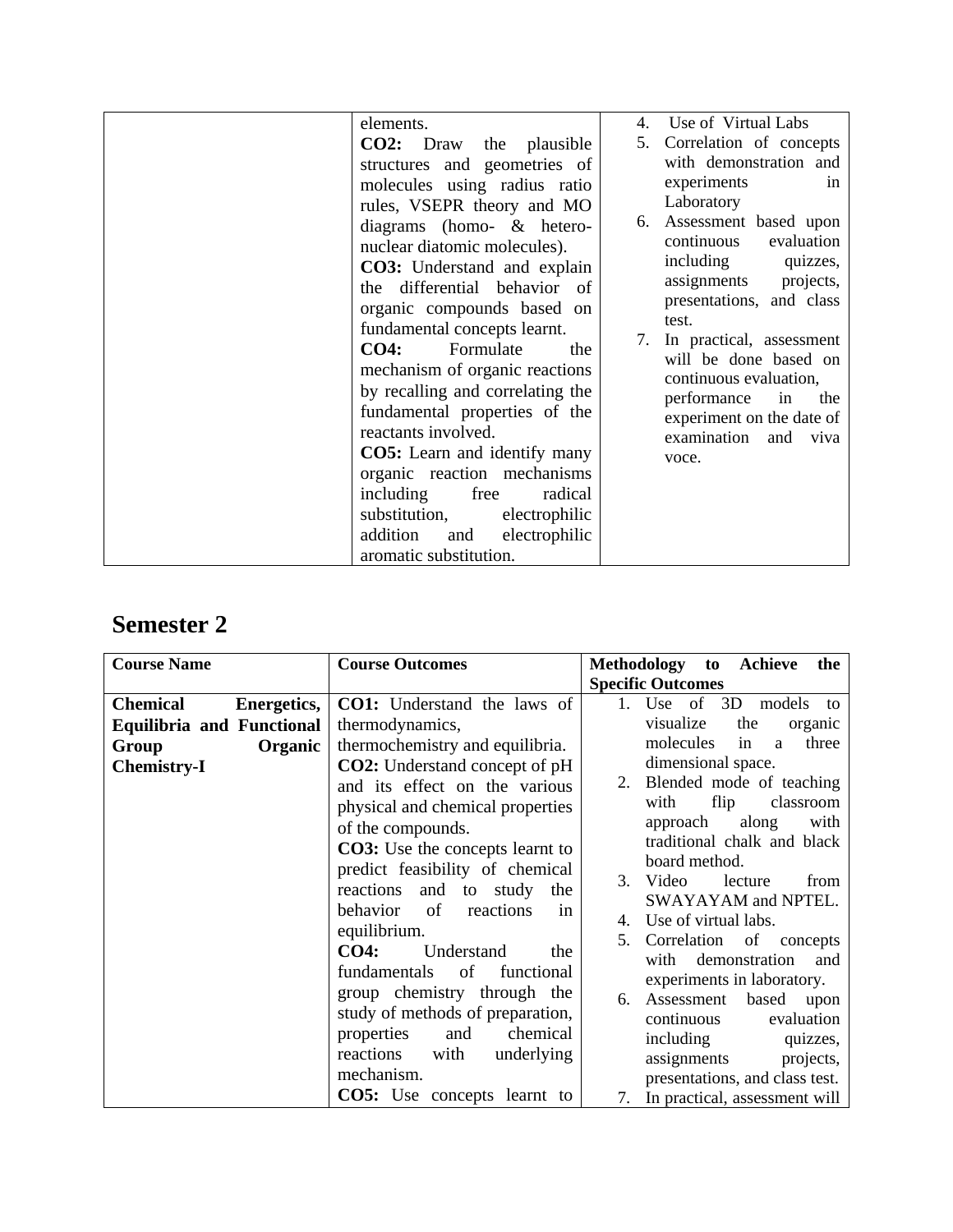| | | |
|---|---|---|
| | elements.<br>**CO2:** Draw the plausible structures and geometries of molecules using radius ratio rules, VSEPR theory and MO diagrams (homo- & hetero-nuclear diatomic molecules).<br>**CO3:** Understand and explain the differential behavior of organic compounds based on fundamental concepts learnt.<br>**CO4:** Formulate the mechanism of organic reactions by recalling and correlating the fundamental properties of the reactants involved.<br>**CO5:** Learn and identify many organic reaction mechanisms including free radical substitution, electrophilic addition and electrophilic aromatic substitution. | 4. Use of Virtual Labs<br>5. Correlation of concepts with demonstration and experiments in Laboratory<br>6. Assessment based upon continuous evaluation including quizzes, assignments projects, presentations, and class test.<br>7. In practical, assessment will be done based on continuous evaluation, performance in the experiment on the date of examination and viva voce. |

# Semester 2

| Course Name | Course Outcomes | Methodology to Achieve the Specific Outcomes |
|---|---|---|
| **Chemical Energetics, Equilibria and Functional Group Organic Chemistry-I** | **CO1:** Understand the laws of thermodynamics, thermochemistry and equilibria.<br>**CO2:** Understand concept of pH and its effect on the various physical and chemical properties of the compounds.<br>**CO3:** Use the concepts learnt to predict feasibility of chemical reactions and to study the behavior of reactions in equilibrium.<br>**CO4:** Understand the fundamentals of functional group chemistry through the study of methods of preparation, properties and chemical reactions with underlying mechanism.<br>**CO5:** Use concepts learnt to | 1. Use of 3D models to visualize the organic molecules in a three dimensional space.<br>2. Blended mode of teaching with flip classroom approach along with traditional chalk and black board method.<br>3. Video lecture from SWAYAYAM and NPTEL.<br>4. Use of virtual labs.<br>5. Correlation of concepts with demonstration and experiments in laboratory.<br>6. Assessment based upon continuous evaluation including quizzes, assignments projects, presentations, and class test.<br>7. In practical, assessment will |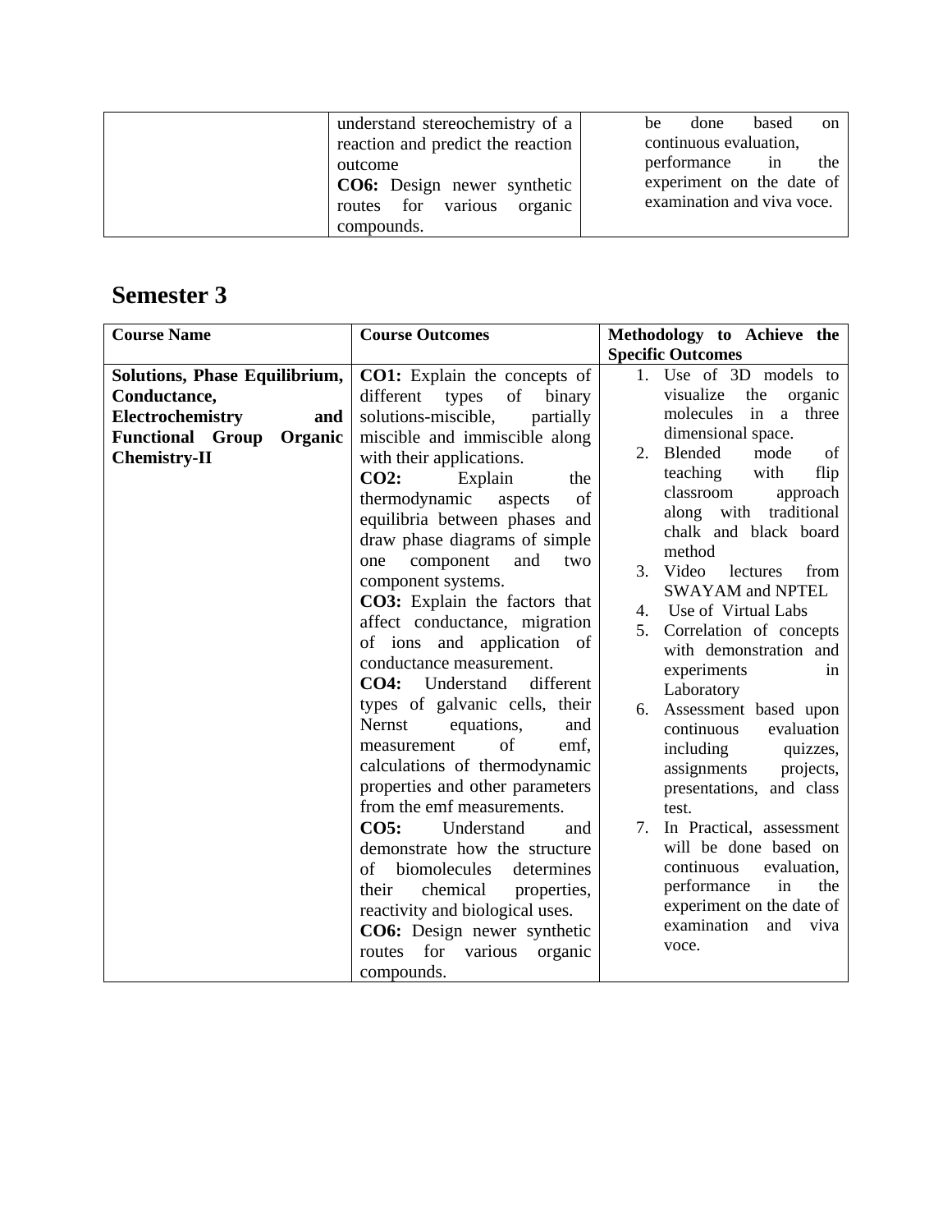| | | |
|---|---|---|
| | understand stereochemistry of a reaction and predict the reaction outcome<br>**CO6:** Design newer synthetic routes for various organic compounds. | be done based on continuous evaluation, performance in the experiment on the date of examination and viva voce. |

## Semester 3

| Course Name | Course Outcomes | Methodology to Achieve the Specific Outcomes |
|---|---|---|
| **Solutions, Phase Equilibrium, Conductance, Electrochemistry and Functional Group Organic Chemistry-II** | **CO1:** Explain the concepts of different types of binary solutions-miscible, partially miscible and immiscible along with their applications.<br>**CO2:** Explain the thermodynamic aspects of equilibria between phases and draw phase diagrams of simple one component and two component systems.<br>**CO3:** Explain the factors that affect conductance, migration of ions and application of conductance measurement.<br>**CO4:** Understand different types of galvanic cells, their Nernst equations, and measurement of emf, calculations of thermodynamic properties and other parameters from the emf measurements.<br>**CO5:** Understand and demonstrate how the structure of biomolecules determines their chemical properties, reactivity and biological uses.<br>**CO6:** Design newer synthetic routes for various organic compounds. | 1. Use of 3D models to visualize the organic molecules in a three dimensional space.<br>2. Blended mode of teaching with flip classroom approach along with traditional chalk and black board method<br>3. Video lectures from SWAYAM and NPTEL<br>4. Use of Virtual Labs<br>5. Correlation of concepts with demonstration and experiments in Laboratory<br>6. Assessment based upon continuous evaluation including quizzes, assignments projects, presentations, and class test.<br>7. In Practical, assessment will be done based on continuous evaluation, performance in the experiment on the date of examination and viva voce. |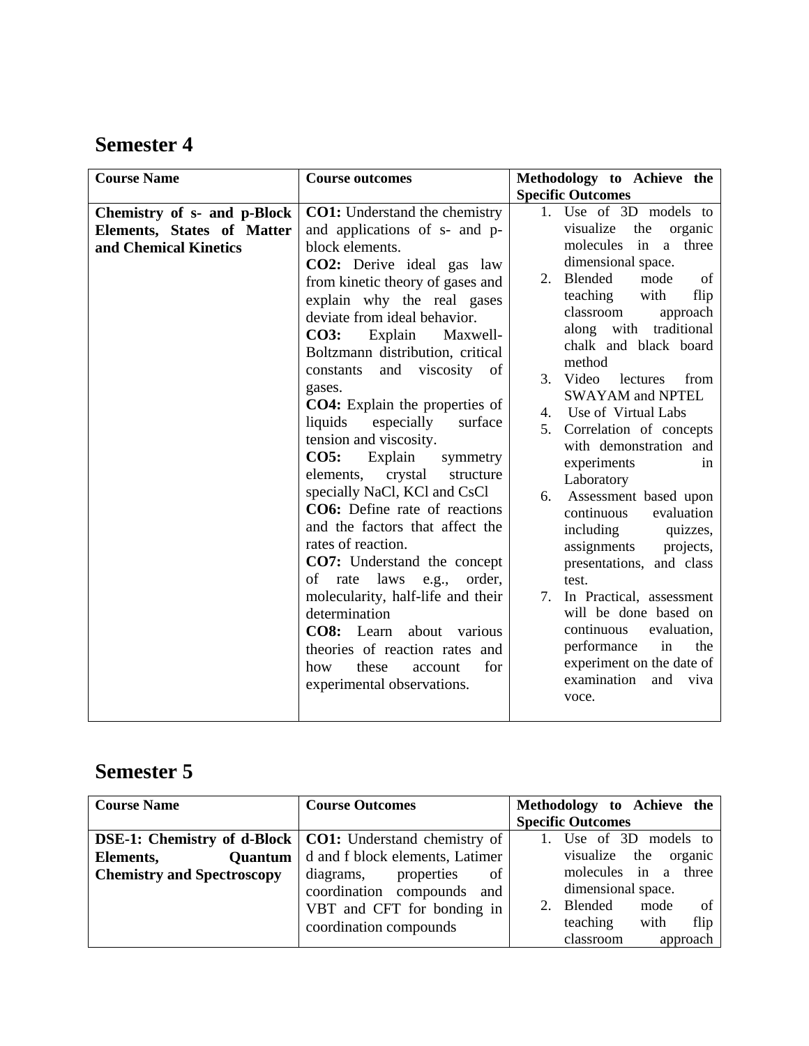## Semester 4

| Course Name | Course outcomes | Methodology to Achieve the Specific Outcomes |
|---|---|---|
| **Chemistry of s- and p-Block Elements, States of Matter and Chemical Kinetics** | **CO1:** Understand the chemistry and applications of s- and p-block elements.<br>**CO2:** Derive ideal gas law from kinetic theory of gases and explain why the real gases deviate from ideal behavior.<br>**CO3:** Explain Maxwell-Boltzmann distribution, critical constants and viscosity of gases.<br>**CO4:** Explain the properties of liquids especially surface tension and viscosity.<br>**CO5:** Explain symmetry elements, crystal structure specially NaCl, KCl and CsCl<br>**CO6:** Define rate of reactions and the factors that affect the rates of reaction.<br>**CO7:** Understand the concept of rate laws e.g., order, molecularity, half-life and their determination<br>**CO8:** Learn about various theories of reaction rates and how these account for experimental observations. | 1. Use of 3D models to visualize the organic molecules in a three dimensional space.<br>2. Blended mode of teaching with flip classroom approach along with traditional chalk and black board method<br>3. Video lectures from SWAYAM and NPTEL<br>4. Use of Virtual Labs<br>5. Correlation of concepts with demonstration and experiments in Laboratory<br>6. Assessment based upon continuous evaluation including quizzes, assignments projects, presentations, and class test.<br>7. In Practical, assessment will be done based on continuous evaluation, performance in the experiment on the date of examination and viva voce. |

## Semester 5

| Course Name | Course Outcomes | Methodology to Achieve the Specific Outcomes |
|---|---|---|
| **DSE-1: Chemistry of d-Block Elements, Quantum Chemistry and Spectroscopy** | **CO1:** Understand chemistry of d and f block elements, Latimer diagrams, properties of coordination compounds and VBT and CFT for bonding in coordination compounds | 1. Use of 3D models to visualize the organic molecules in a three dimensional space.<br>2. Blended mode of teaching with flip classroom approach |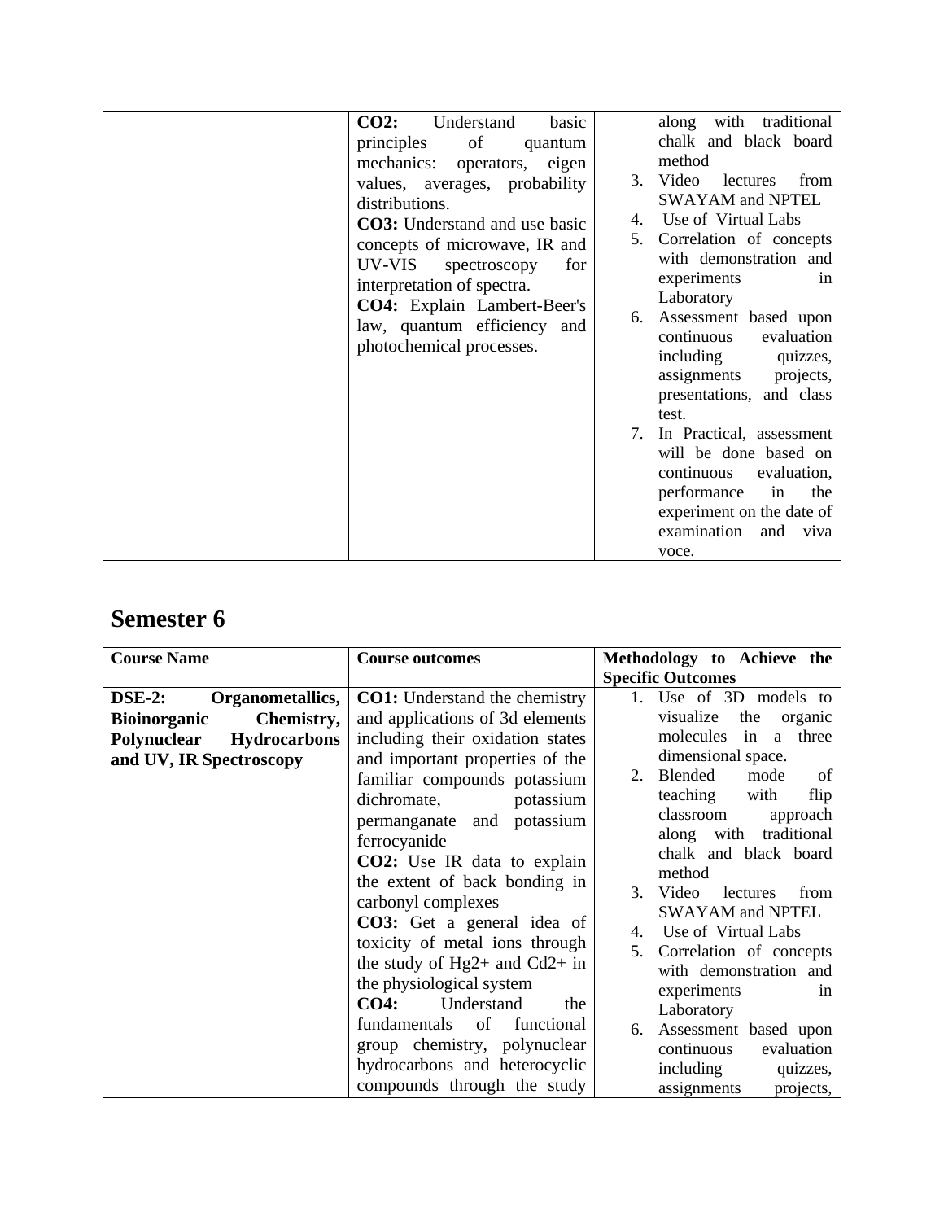| | | |
|---|---|---|
| | **CO2:** Understand basic principles of quantum mechanics: operators, eigen values, averages, probability distributions.<br>**CO3:** Understand and use basic concepts of microwave, IR and UV-VIS spectroscopy for interpretation of spectra.<br>**CO4:** Explain Lambert-Beer's law, quantum efficiency and photochemical processes. | along with traditional chalk and black board method<br>3. Video lectures from SWAYAM and NPTEL<br>4. Use of Virtual Labs<br>5. Correlation of concepts with demonstration and experiments in Laboratory<br>6. Assessment based upon continuous evaluation including quizzes, assignments projects, presentations, and class test.<br>7. In Practical, assessment will be done based on continuous evaluation, performance in the experiment on the date of examination and viva voce. |

# Semester 6

| Course Name | Course outcomes | Methodology to Achieve the Specific Outcomes |
|---|---|---|
| **DSE-2: Organometallics, Bioinorganic Chemistry, Polynuclear Hydrocarbons and UV, IR Spectroscopy** | **CO1:** Understand the chemistry and applications of 3d elements including their oxidation states and important properties of the familiar compounds potassium dichromate, potassium permanganate and potassium ferrocyanide<br>**CO2:** Use IR data to explain the extent of back bonding in carbonyl complexes<br>**CO3:** Get a general idea of toxicity of metal ions through the study of $Hg^{2+}$ and $Cd^{2+}$ in the physiological system<br>**CO4:** Understand the fundamentals of functional group chemistry, polynuclear hydrocarbons and heterocyclic compounds through the study | 1. Use of 3D models to visualize the organic molecules in a three dimensional space.<br>2. Blended mode of teaching with flip classroom approach along with traditional chalk and black board method<br>3. Video lectures from SWAYAM and NPTEL<br>4. Use of Virtual Labs<br>5. Correlation of concepts with demonstration and experiments in Laboratory<br>6. Assessment based upon continuous evaluation including quizzes, assignments projects, |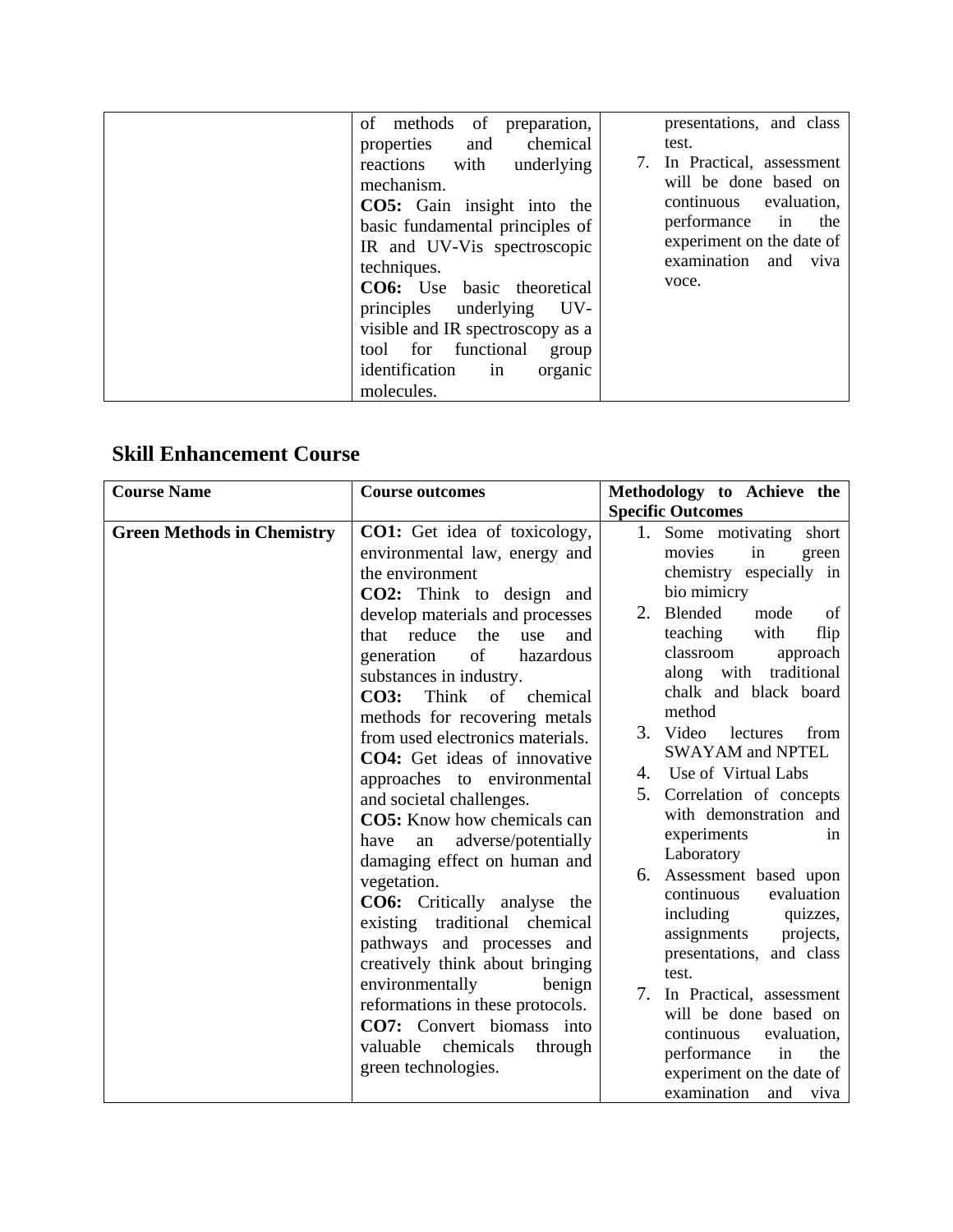| | of methods of preparation, properties and chemical reactions with underlying mechanism.<br>**CO5:** Gain insight into the basic fundamental principles of IR and UV-Vis spectroscopic techniques.<br>**CO6:** Use basic theoretical principles underlying UV-visible and IR spectroscopy as a tool for functional group identification in organic molecules. | presentations, and class test.<br>7. In Practical, assessment will be done based on continuous evaluation, performance in the experiment on the date of examination and viva voce. |
|---|---|---|

## Skill Enhancement Course

| **Course Name** | **Course outcomes** | **Methodology to Achieve the Specific Outcomes** |
|---|---|---|
| **Green Methods in Chemistry** | **CO1:** Get idea of toxicology, environmental law, energy and the environment<br>**CO2:** Think to design and develop materials and processes that reduce the use and generation of hazardous substances in industry.<br>**CO3:** Think of chemical methods for recovering metals from used electronics materials.<br>**CO4:** Get ideas of innovative approaches to environmental and societal challenges.<br>**CO5:** Know how chemicals can have an adverse/potentially damaging effect on human and vegetation.<br>**CO6:** Critically analyse the existing traditional chemical pathways and processes and creatively think about bringing environmentally benign reformations in these protocols.<br>**CO7:** Convert biomass into valuable chemicals through green technologies. | 1. Some motivating short movies in green chemistry especially in bio mimicry<br>2. Blended mode of teaching with flip classroom approach along with traditional chalk and black board method<br>3. Video lectures from SWAYAM and NPTEL<br>4. Use of Virtual Labs<br>5. Correlation of concepts with demonstration and experiments in Laboratory<br>6. Assessment based upon continuous evaluation including quizzes, assignments projects, presentations, and class test.<br>7. In Practical, assessment will be done based on continuous evaluation, performance in the experiment on the date of examination and viva |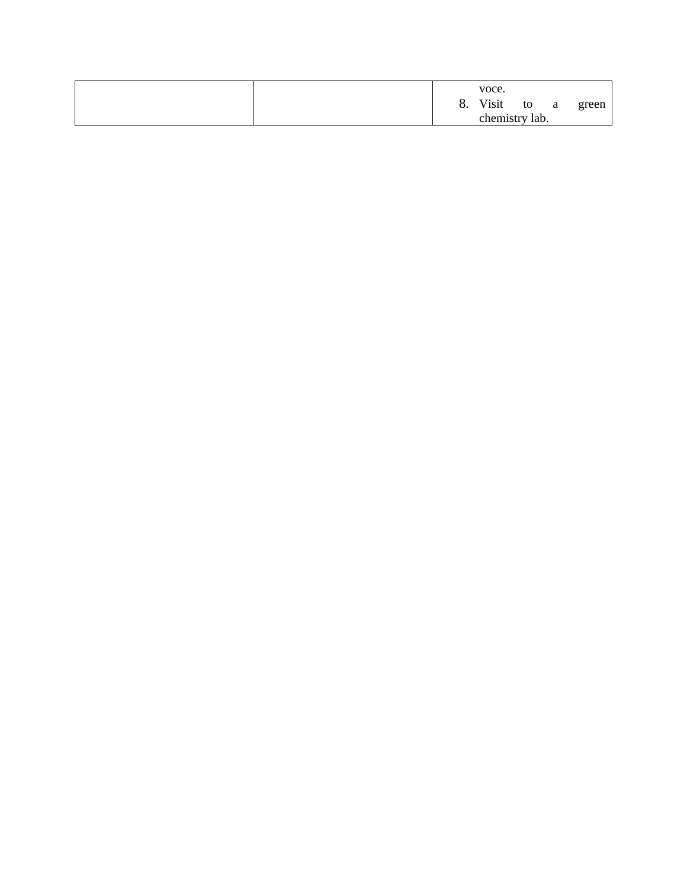| | | |
|---|---|---|
| | | voce.<br>8. Visit to a green chemistry lab. |